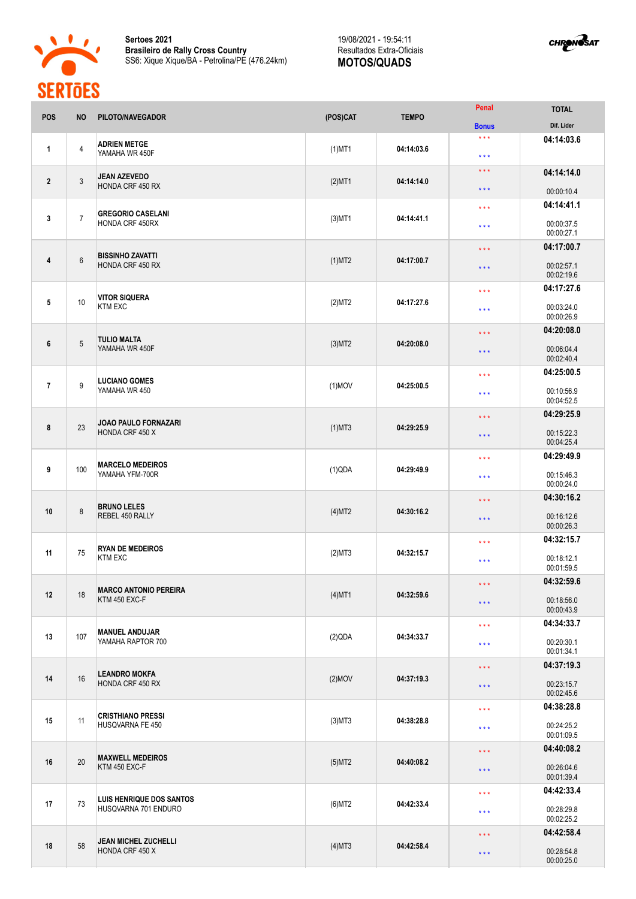**Sertoes 2021**
**Brasileiro de Rally Cross Country**
SS6: Xique Xique/BA - Petrolina/PE (476.24km)

19/08/2021 - 19:54:11
Resultados Extra-Oficiais
**MOTOS/QUADS**

| POS | NO | PILOTO/NAVEGADOR | (POS)CAT | TEMPO | Penal / Bonus | TOTAL / Dif. Lider |
|---|---|---|---|---|---|---|
| 1 | 4 | **ADRIEN METGE** YAMAHA WR 450F | (1)MT1 | 04:14:03.6 | \*\*\* / \*\*\* | **04:14:03.6** |
| 2 | 3 | **JEAN AZEVEDO** HONDA CRF 450 RX | (2)MT1 | 04:14:14.0 | \*\*\* / \*\*\* | **04:14:14.0** 00:00:10.4 |
| 3 | 7 | **GREGORIO CASELANI** HONDA CRF 450RX | (3)MT1 | 04:14:41.1 | \*\*\* / \*\*\* | **04:14:41.1** 00:00:37.5 00:00:27.1 |
| 4 | 6 | **BISSINHO ZAVATTI** HONDA CRF 450 RX | (1)MT2 | 04:17:00.7 | \*\*\* / \*\*\* | **04:17:00.7** 00:02:57.1 00:02:19.6 |
| 5 | 10 | **VITOR SIQUERA** KTM EXC | (2)MT2 | 04:17:27.6 | \*\*\* / \*\*\* | **04:17:27.6** 00:03:24.0 00:00:26.9 |
| 6 | 5 | **TULIO MALTA** YAMAHA WR 450F | (3)MT2 | 04:20:08.0 | \*\*\* / \*\*\* | **04:20:08.0** 00:06:04.4 00:02:40.4 |
| 7 | 9 | **LUCIANO GOMES** YAMAHA WR 450 | (1)MOV | 04:25:00.5 | \*\*\* / \*\*\* | **04:25:00.5** 00:10:56.9 00:04:52.5 |
| 8 | 23 | **JOAO PAULO FORNAZARI** HONDA CRF 450 X | (1)MT3 | 04:29:25.9 | \*\*\* / \*\*\* | **04:29:25.9** 00:15:22.3 00:04:25.4 |
| 9 | 100 | **MARCELO MEDEIROS** YAMAHA YFM-700R | (1)QDA | 04:29:49.9 | \*\*\* / \*\*\* | **04:29:49.9** 00:15:46.3 00:00:24.0 |
| 10 | 8 | **BRUNO LELES** REBEL 450 RALLY | (4)MT2 | 04:30:16.2 | \*\*\* / \*\*\* | **04:30:16.2** 00:16:12.6 00:00:26.3 |
| 11 | 75 | **RYAN DE MEDEIROS** KTM EXC | (2)MT3 | 04:32:15.7 | \*\*\* / \*\*\* | **04:32:15.7** 00:18:12.1 00:01:59.5 |
| 12 | 18 | **MARCO ANTONIO PEREIRA** KTM 450 EXC-F | (4)MT1 | 04:32:59.6 | \*\*\* / \*\*\* | **04:32:59.6** 00:18:56.0 00:00:43.9 |
| 13 | 107 | **MANUEL ANDUJAR** YAMAHA RAPTOR 700 | (2)QDA | 04:34:33.7 | \*\*\* / \*\*\* | **04:34:33.7** 00:20:30.1 00:01:34.1 |
| 14 | 16 | **LEANDRO MOKFA** HONDA CRF 450 RX | (2)MOV | 04:37:19.3 | \*\*\* / \*\*\* | **04:37:19.3** 00:23:15.7 00:02:45.6 |
| 15 | 11 | **CRISTHIANO PRESSI** HUSQVARNA FE 450 | (3)MT3 | 04:38:28.8 | \*\*\* / \*\*\* | **04:38:28.8** 00:24:25.2 00:01:09.5 |
| 16 | 20 | **MAXWELL MEDEIROS** KTM 450 EXC-F | (5)MT2 | 04:40:08.2 | \*\*\* / \*\*\* | **04:40:08.2** 00:26:04.6 00:01:39.4 |
| 17 | 73 | **LUIS HENRIQUE DOS SANTOS** HUSQVARNA 701 ENDURO | (6)MT2 | 04:42:33.4 | \*\*\* / \*\*\* | **04:42:33.4** 00:28:29.8 00:02:25.2 |
| 18 | 58 | **JEAN MICHEL ZUCHELLI** HONDA CRF 450 X | (4)MT3 | 04:42:58.4 | \*\*\* / \*\*\* | **04:42:58.4** 00:28:54.8 00:00:25.0 |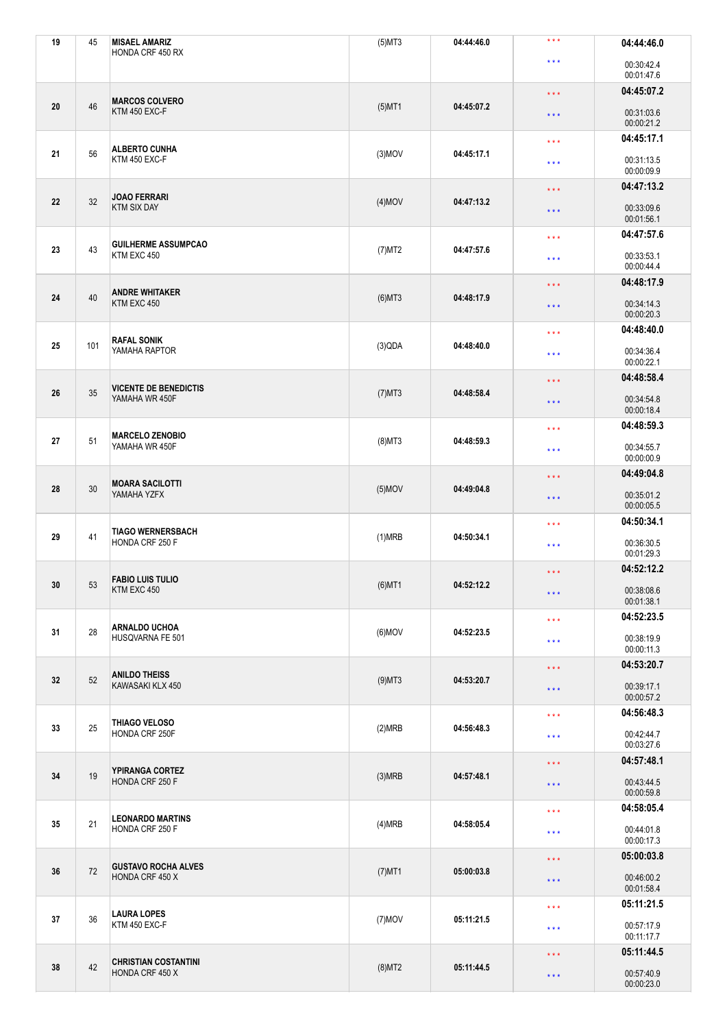| 19 | 45 | MISAEL AMARIZ<br>HONDA CRF 450 RX | (5)MT3 | 04:44:46.0 | * * *<br>* * * | 04:44:46.0<br>00:30:42.4<br>00:01:47.6 |
|---|---|---|---|---|---|---|
| 20 | 46 | MARCOS COLVERO<br>KTM 450 EXC-F | (5)MT1 | 04:45:07.2 | * * *<br>* * * | 04:45:07.2<br>00:31:03.6<br>00:00:21.2 |
| 21 | 56 | ALBERTO CUNHA<br>KTM 450 EXC-F | (3)MOV | 04:45:17.1 | * * *<br>* * * | 04:45:17.1<br>00:31:13.5<br>00:00:09.9 |
| 22 | 32 | JOAO FERRARI<br>KTM SIX DAY | (4)MOV | 04:47:13.2 | * * *<br>* * * | 04:47:13.2<br>00:33:09.6<br>00:01:56.1 |
| 23 | 43 | GUILHERME ASSUMPCAO<br>KTM EXC 450 | (7)MT2 | 04:47:57.6 | * * *<br>* * * | 04:47:57.6<br>00:33:53.1<br>00:00:44.4 |
| 24 | 40 | ANDRE WHITAKER<br>KTM EXC 450 | (6)MT3 | 04:48:17.9 | * * *<br>* * * | 04:48:17.9<br>00:34:14.3<br>00:00:20.3 |
| 25 | 101 | RAFAL SONIK<br>YAMAHA RAPTOR | (3)QDA | 04:48:40.0 | * * *<br>* * * | 04:48:40.0<br>00:34:36.4<br>00:00:22.1 |
| 26 | 35 | VICENTE DE BENEDICTIS<br>YAMAHA WR 450F | (7)MT3 | 04:48:58.4 | * * *<br>* * * | 04:48:58.4<br>00:34:54.8<br>00:00:18.4 |
| 27 | 51 | MARCELO ZENOBIO<br>YAMAHA WR 450F | (8)MT3 | 04:48:59.3 | * * *<br>* * * | 04:48:59.3<br>00:34:55.7<br>00:00:00.9 |
| 28 | 30 | MOARA SACILOTTI<br>YAMAHA YZFX | (5)MOV | 04:49:04.8 | * * *<br>* * * | 04:49:04.8<br>00:35:01.2<br>00:00:05.5 |
| 29 | 41 | TIAGO WERNERSBACH<br>HONDA CRF 250 F | (1)MRB | 04:50:34.1 | * * *<br>* * * | 04:50:34.1<br>00:36:30.5<br>00:01:29.3 |
| 30 | 53 | FABIO LUIS TULIO<br>KTM EXC 450 | (6)MT1 | 04:52:12.2 | * * *<br>* * * | 04:52:12.2<br>00:38:08.6<br>00:01:38.1 |
| 31 | 28 | ARNALDO UCHOA<br>HUSQVARNA FE 501 | (6)MOV | 04:52:23.5 | * * *<br>* * * | 04:52:23.5<br>00:38:19.9<br>00:00:11.3 |
| 32 | 52 | ANILDO THEISS<br>KAWASAKI KLX 450 | (9)MT3 | 04:53:20.7 | * * *<br>* * * | 04:53:20.7<br>00:39:17.1<br>00:00:57.2 |
| 33 | 25 | THIAGO VELOSO<br>HONDA CRF 250F | (2)MRB | 04:56:48.3 | * * *<br>* * * | 04:56:48.3<br>00:42:44.7<br>00:03:27.6 |
| 34 | 19 | YPIRANGA CORTEZ<br>HONDA CRF 250 F | (3)MRB | 04:57:48.1 | * * *<br>* * * | 04:57:48.1<br>00:43:44.5<br>00:00:59.8 |
| 35 | 21 | LEONARDO MARTINS<br>HONDA CRF 250 F | (4)MRB | 04:58:05.4 | * * *<br>* * * | 04:58:05.4<br>00:44:01.8<br>00:00:17.3 |
| 36 | 72 | GUSTAVO ROCHA ALVES<br>HONDA CRF 450 X | (7)MT1 | 05:00:03.8 | * * *<br>* * * | 05:00:03.8<br>00:46:00.2<br>00:01:58.4 |
| 37 | 36 | LAURA LOPES<br>KTM 450 EXC-F | (7)MOV | 05:11:21.5 | * * *<br>* * * | 05:11:21.5<br>00:57:17.9<br>00:11:17.7 |
| 38 | 42 | CHRISTIAN COSTANTINI<br>HONDA CRF 450 X | (8)MT2 | 05:11:44.5 | * * *<br>* * * | 05:11:44.5<br>00:57:40.9<br>00:00:23.0 |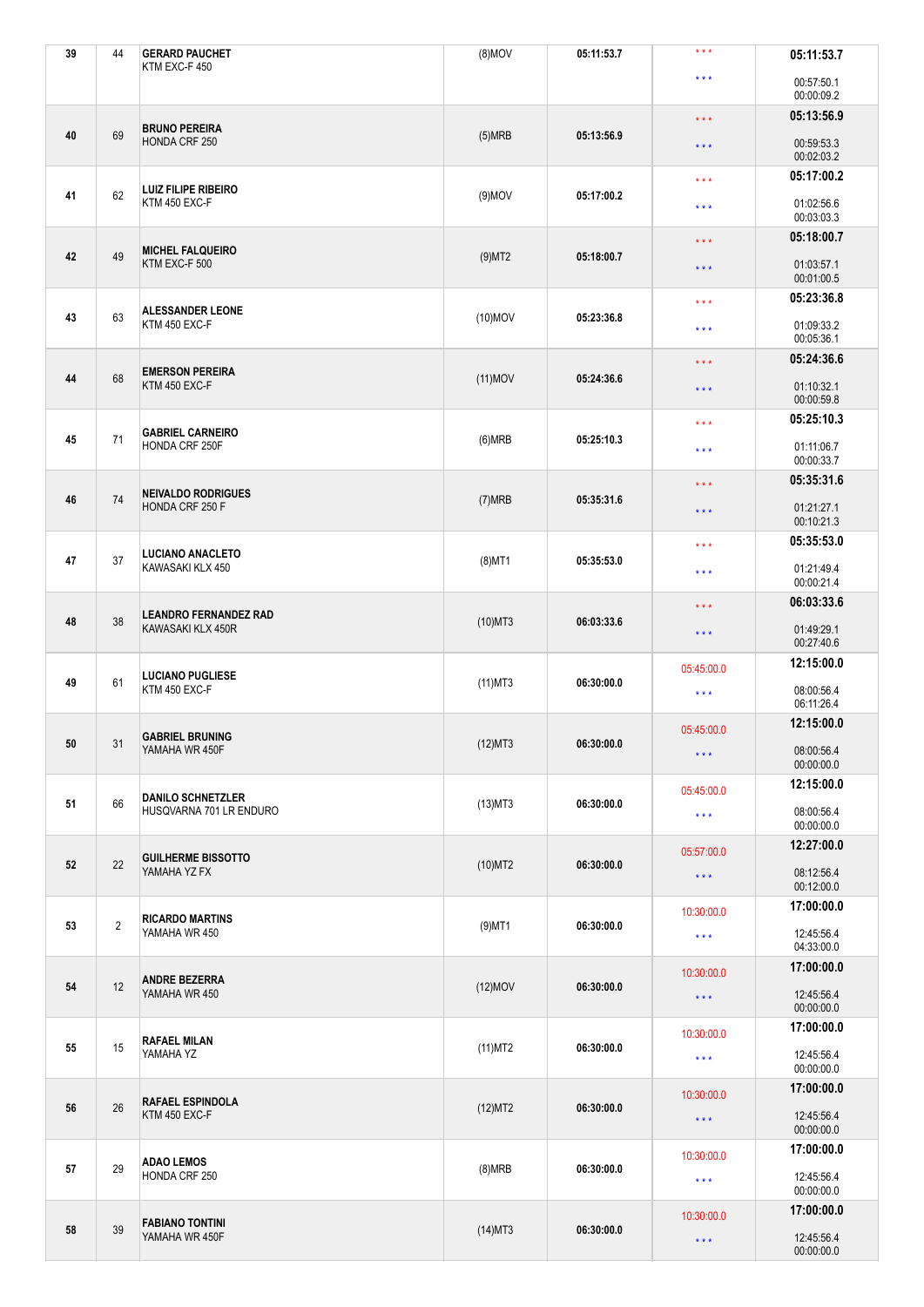| | | | | | | |
|---|---|---|---|---|---|---|
| 39 | 44 | **GERARD PAUCHET**<br>KTM EXC-F 450 | (8)MOV | 05:11:53.7 | * * *<br>* * * | **05:11:53.7**<br>00:57:50.1<br>00:00:09.2 |
| 40 | 69 | **BRUNO PEREIRA**<br>HONDA CRF 250 | (5)MRB | 05:13:56.9 | * * *<br>* * * | **05:13:56.9**<br>00:59:53.3<br>00:02:03.2 |
| 41 | 62 | **LUIZ FILIPE RIBEIRO**<br>KTM 450 EXC-F | (9)MOV | 05:17:00.2 | * * *<br>* * * | **05:17:00.2**<br>01:02:56.6<br>00:03:03.3 |
| 42 | 49 | **MICHEL FALQUEIRO**<br>KTM EXC-F 500 | (9)MT2 | 05:18:00.7 | * * *<br>* * * | **05:18:00.7**<br>01:03:57.1<br>00:01:00.5 |
| 43 | 63 | **ALESSANDER LEONE**<br>KTM 450 EXC-F | (10)MOV | 05:23:36.8 | * * *<br>* * * | **05:23:36.8**<br>01:09:33.2<br>00:05:36.1 |
| 44 | 68 | **EMERSON PEREIRA**<br>KTM 450 EXC-F | (11)MOV | 05:24:36.6 | * * *<br>* * * | **05:24:36.6**<br>01:10:32.1<br>00:00:59.8 |
| 45 | 71 | **GABRIEL CARNEIRO**<br>HONDA CRF 250F | (6)MRB | 05:25:10.3 | * * *<br>* * * | **05:25:10.3**<br>01:11:06.7<br>00:00:33.7 |
| 46 | 74 | **NEIVALDO RODRIGUES**<br>HONDA CRF 250 F | (7)MRB | 05:35:31.6 | * * *<br>* * * | **05:35:31.6**<br>01:21:27.1<br>00:10:21.3 |
| 47 | 37 | **LUCIANO ANACLETO**<br>KAWASAKI KLX 450 | (8)MT1 | 05:35:53.0 | * * *<br>* * * | **05:35:53.0**<br>01:21:49.4<br>00:00:21.4 |
| 48 | 38 | **LEANDRO FERNANDEZ RAD**<br>KAWASAKI KLX 450R | (10)MT3 | 06:03:33.6 | * * *<br>* * * | **06:03:33.6**<br>01:49:29.1<br>00:27:40.6 |
| 49 | 61 | **LUCIANO PUGLIESE**<br>KTM 450 EXC-F | (11)MT3 | 06:30:00.0 | 05:45:00.0<br>* * * | **12:15:00.0**<br>08:00:56.4<br>06:11:26.4 |
| 50 | 31 | **GABRIEL BRUNING**<br>YAMAHA WR 450F | (12)MT3 | 06:30:00.0 | 05:45:00.0<br>* * * | **12:15:00.0**<br>08:00:56.4<br>00:00:00.0 |
| 51 | 66 | **DANILO SCHNETZLER**<br>HUSQVARNA 701 LR ENDURO | (13)MT3 | 06:30:00.0 | 05:45:00.0<br>* * * | **12:15:00.0**<br>08:00:56.4<br>00:00:00.0 |
| 52 | 22 | **GUILHERME BISSOTTO**<br>YAMAHA YZ FX | (10)MT2 | 06:30:00.0 | 05:57:00.0<br>* * * | **12:27:00.0**<br>08:12:56.4<br>00:12:00.0 |
| 53 | 2 | **RICARDO MARTINS**<br>YAMAHA WR 450 | (9)MT1 | 06:30:00.0 | 10:30:00.0<br>* * * | **17:00:00.0**<br>12:45:56.4<br>04:33:00.0 |
| 54 | 12 | **ANDRE BEZERRA**<br>YAMAHA WR 450 | (12)MOV | 06:30:00.0 | 10:30:00.0<br>* * * | **17:00:00.0**<br>12:45:56.4<br>00:00:00.0 |
| 55 | 15 | **RAFAEL MILAN**<br>YAMAHA YZ | (11)MT2 | 06:30:00.0 | 10:30:00.0<br>* * * | **17:00:00.0**<br>12:45:56.4<br>00:00:00.0 |
| 56 | 26 | **RAFAEL ESPINDOLA**<br>KTM 450 EXC-F | (12)MT2 | 06:30:00.0 | 10:30:00.0<br>* * * | **17:00:00.0**<br>12:45:56.4<br>00:00:00.0 |
| 57 | 29 | **ADAO LEMOS**<br>HONDA CRF 250 | (8)MRB | 06:30:00.0 | 10:30:00.0<br>* * * | **17:00:00.0**<br>12:45:56.4<br>00:00:00.0 |
| 58 | 39 | **FABIANO TONTINI**<br>YAMAHA WR 450F | (14)MT3 | 06:30:00.0 | 10:30:00.0<br>* * * | **17:00:00.0**<br>12:45:56.4<br>00:00:00.0 |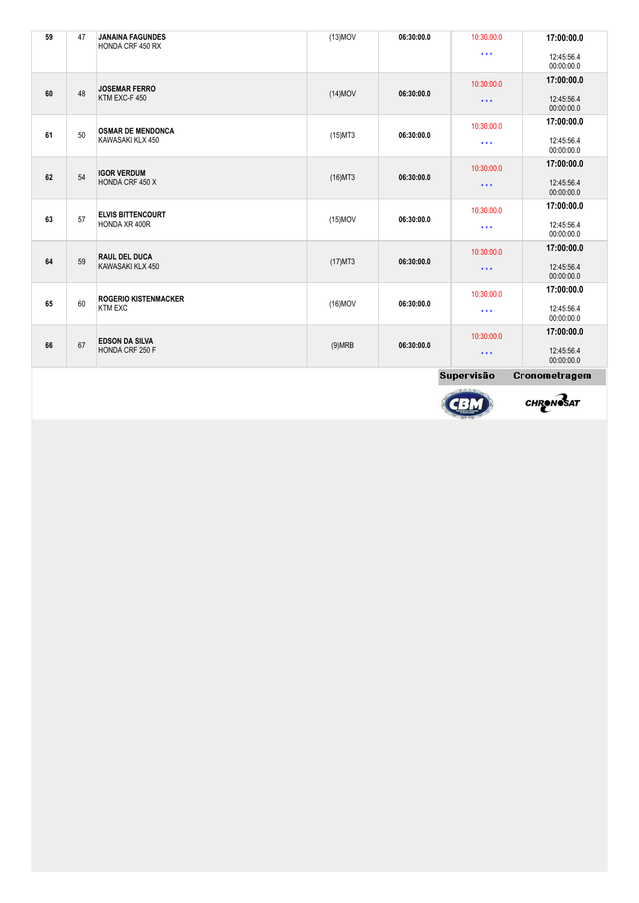| | | | | | | |
|---|---|---|---|---|---|---|
| 59 | 47 | **JANAINA FAGUNDES**<br>HONDA CRF 450 RX | (13)MOV | **06:30:00.0** | 10:30:00.0<br>*** | **17:00:00.0**<br>12:45:56.4<br>00:00:00.0 |
| 60 | 48 | **JOSEMAR FERRO**<br>KTM EXC-F 450 | (14)MOV | **06:30:00.0** | 10:30:00.0<br>*** | **17:00:00.0**<br>12:45:56.4<br>00:00:00.0 |
| 61 | 50 | **OSMAR DE MENDONCA**<br>KAWASAKI KLX 450 | (15)MT3 | **06:30:00.0** | 10:30:00.0<br>*** | **17:00:00.0**<br>12:45:56.4<br>00:00:00.0 |
| 62 | 54 | **IGOR VERDUM**<br>HONDA CRF 450 X | (16)MT3 | **06:30:00.0** | 10:30:00.0<br>*** | **17:00:00.0**<br>12:45:56.4<br>00:00:00.0 |
| 63 | 57 | **ELVIS BITTENCOURT**<br>HONDA XR 400R | (15)MOV | **06:30:00.0** | 10:30:00.0<br>*** | **17:00:00.0**<br>12:45:56.4<br>00:00:00.0 |
| 64 | 59 | **RAUL DEL DUCA**<br>KAWASAKI KLX 450 | (17)MT3 | **06:30:00.0** | 10:30:00.0<br>*** | **17:00:00.0**<br>12:45:56.4<br>00:00:00.0 |
| 65 | 60 | **ROGERIO KISTENMACKER**<br>KTM EXC | (16)MOV | **06:30:00.0** | 10:30:00.0<br>*** | **17:00:00.0**<br>12:45:56.4<br>00:00:00.0 |
| 66 | 67 | **EDSON DA SILVA**<br>HONDA CRF 250 F | (9)MRB | **06:30:00.0** | 10:30:00.0<br>*** | **17:00:00.0**<br>12:45:56.4<br>00:00:00.0 |

Supervisão | Cronometragem

CBM | CHRONOSAT